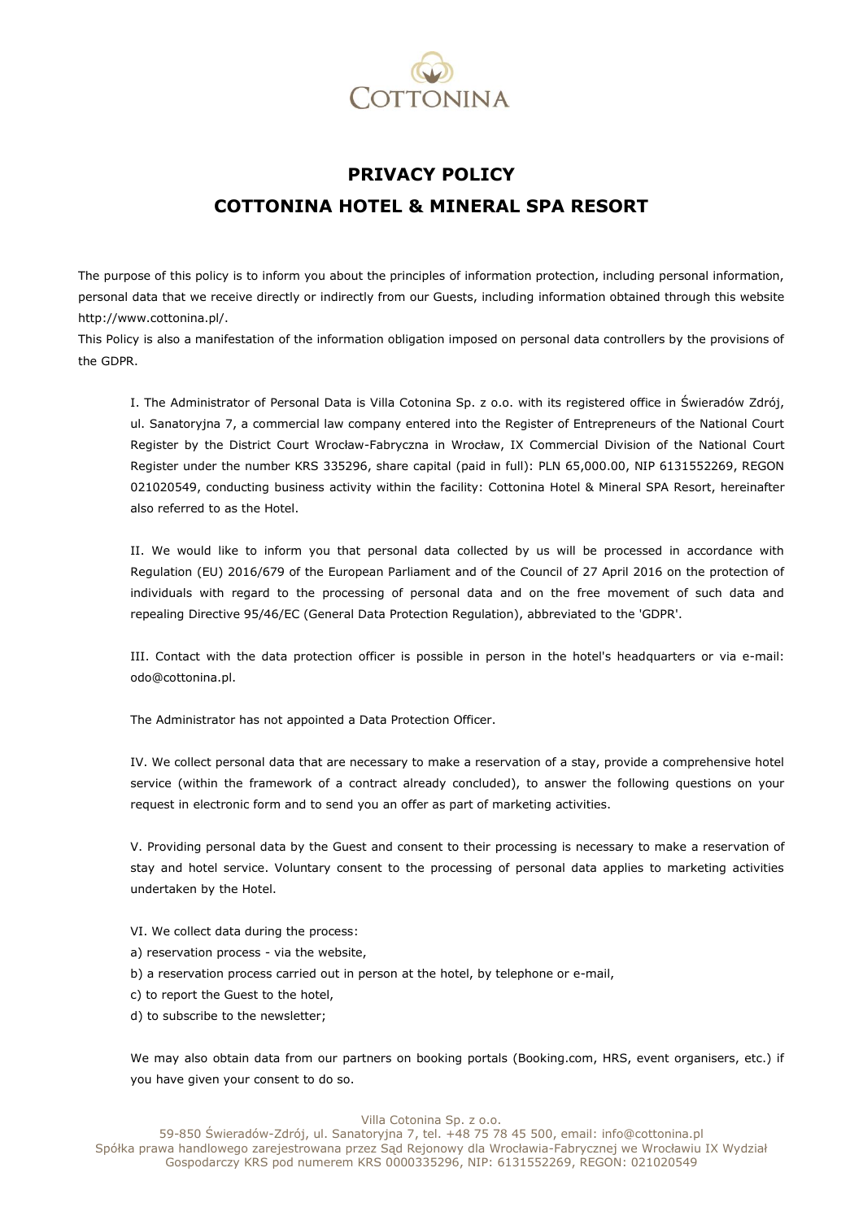# PRIVACY POLICY

# COTTONINA HOTEL & MINERAL SPA RESORT

The purpose of this policy is to inform you about the principles of information protection, including personal information, personal data that we receive directly or indirectly from our Guests, including information obtained through this website http://www.cottonina.pl/.

This Policy is also a manifestation of the information obligation imposed on personal data controllers by the provisions of the GDPR.

I. The Administrator of Personal Data is Villa Cotonina Sp. z o.o. with its registered office in Świeradów Zdrój, ul. Sanatoryjna 7, a commercial law company entered into the Register of Entrepreneurs of the National Court Register by the District Court Wrocław-Fabryczna in Wrocław, IX Commercial Division of the National Court Register under the number KRS 335296, share capital (paid in full): PLN 65,000.00, NIP 6131552269, REGON 021020549, conducting business activity within the facility: Cottonina Hotel & Mineral SPA Resort, hereinafter also referred to as the Hotel.

II. We would like to inform you that personal data collected by us will be processed in accordance with Regulation (EU) 2016/679 of the European Parliament and of the Council of 27 April 2016 on the protection of individuals with regard to the processing of personal data and on the free movement of such data and repealing Directive 95/46/EC (General Data Protection Regulation), abbreviated to the 'GDPR'.

III. Contact with the data protection officer is possible in person in the hotel's headquarters or via e-mail: odo@cottonina.pl.

The Administrator has not appointed a Data Protection Officer.

IV. We collect personal data that are necessary to make a reservation of a stay, provide a comprehensive hotel service (within the framework of a contract already concluded), to answer the following questions on your request in electronic form and to send you an offer as part of marketing activities.

V. Providing personal data by the Guest and consent to their processing is necessary to make a reservation of stay and hotel service. Voluntary consent to the processing of personal data applies to marketing activities undertaken by the Hotel.

VI. We collect data during the process:

a) reservation process - via the website,
b) a reservation process carried out in person at the hotel, by telephone or e-mail,
c) to report the Guest to the hotel,
d) to subscribe to the newsletter;

We may also obtain data from our partners on booking portals (Booking.com, HRS, event organisers, etc.) if you have given your consent to do so.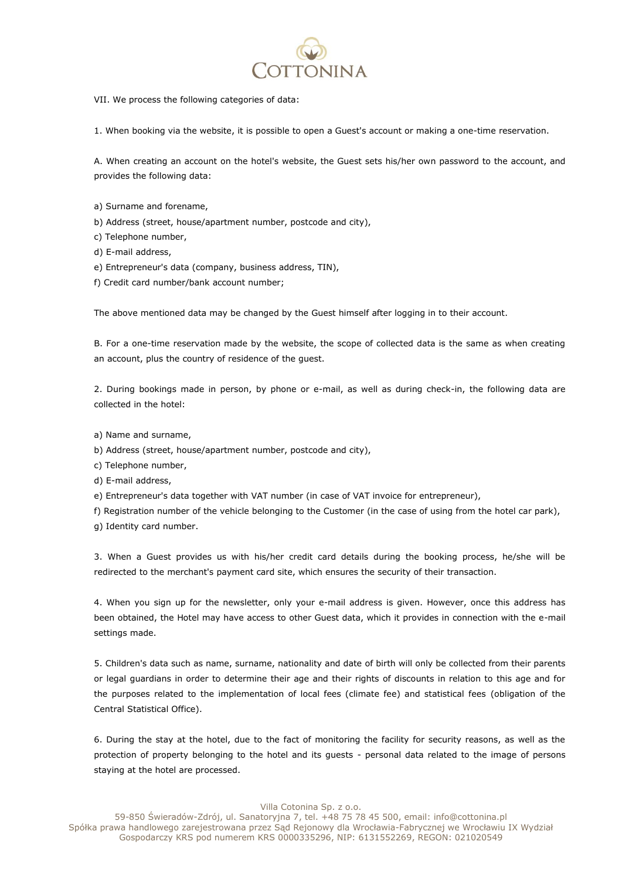VII. We process the following categories of data:

1. When booking via the website, it is possible to open a Guest's account or making a one-time reservation.

A. When creating an account on the hotel's website, the Guest sets his/her own password to the account, and provides the following data:

a) Surname and forename,
b) Address (street, house/apartment number, postcode and city),
c) Telephone number,
d) E-mail address,
e) Entrepreneur's data (company, business address, TIN),
f) Credit card number/bank account number;

The above mentioned data may be changed by the Guest himself after logging in to their account.

B. For a one-time reservation made by the website, the scope of collected data is the same as when creating an account, plus the country of residence of the guest.

2. During bookings made in person, by phone or e-mail, as well as during check-in, the following data are collected in the hotel:

a) Name and surname,
b) Address (street, house/apartment number, postcode and city),
c) Telephone number,
d) E-mail address,
e) Entrepreneur's data together with VAT number (in case of VAT invoice for entrepreneur),
f) Registration number of the vehicle belonging to the Customer (in the case of using from the hotel car park),
g) Identity card number.

3. When a Guest provides us with his/her credit card details during the booking process, he/she will be redirected to the merchant's payment card site, which ensures the security of their transaction.

4. When you sign up for the newsletter, only your e-mail address is given. However, once this address has been obtained, the Hotel may have access to other Guest data, which it provides in connection with the e-mail settings made.

5. Children's data such as name, surname, nationality and date of birth will only be collected from their parents or legal guardians in order to determine their age and their rights of discounts in relation to this age and for the purposes related to the implementation of local fees (climate fee) and statistical fees (obligation of the Central Statistical Office).

6. During the stay at the hotel, due to the fact of monitoring the facility for security reasons, as well as the protection of property belonging to the hotel and its guests - personal data related to the image of persons staying at the hotel are processed.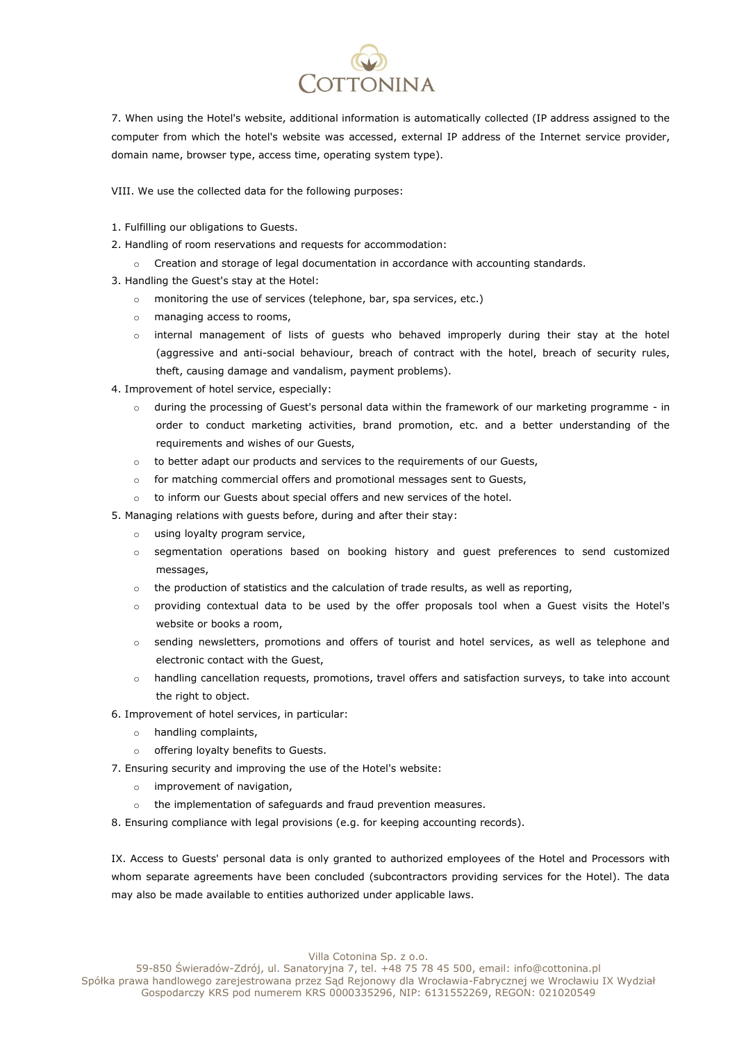7. When using the Hotel's website, additional information is automatically collected (IP address assigned to the computer from which the hotel's website was accessed, external IP address of the Internet service provider, domain name, browser type, access time, operating system type).

VIII. We use the collected data for the following purposes:

1. Fulfilling our obligations to Guests.
2. Handling of room reservations and requests for accommodation:
   - Creation and storage of legal documentation in accordance with accounting standards.
3. Handling the Guest's stay at the Hotel:
   - monitoring the use of services (telephone, bar, spa services, etc.)
   - managing access to rooms,
   - internal management of lists of guests who behaved improperly during their stay at the hotel (aggressive and anti-social behaviour, breach of contract with the hotel, breach of security rules, theft, causing damage and vandalism, payment problems).
4. Improvement of hotel service, especially:
   - during the processing of Guest's personal data within the framework of our marketing programme - in order to conduct marketing activities, brand promotion, etc. and a better understanding of the requirements and wishes of our Guests,
   - to better adapt our products and services to the requirements of our Guests,
   - for matching commercial offers and promotional messages sent to Guests,
   - to inform our Guests about special offers and new services of the hotel.
5. Managing relations with guests before, during and after their stay:
   - using loyalty program service,
   - segmentation operations based on booking history and guest preferences to send customized messages,
   - the production of statistics and the calculation of trade results, as well as reporting,
   - providing contextual data to be used by the offer proposals tool when a Guest visits the Hotel's website or books a room,
   - sending newsletters, promotions and offers of tourist and hotel services, as well as telephone and electronic contact with the Guest,
   - handling cancellation requests, promotions, travel offers and satisfaction surveys, to take into account the right to object.
6. Improvement of hotel services, in particular:
   - handling complaints,
   - offering loyalty benefits to Guests.
7. Ensuring security and improving the use of the Hotel's website:
   - improvement of navigation,
   - the implementation of safeguards and fraud prevention measures.
8. Ensuring compliance with legal provisions (e.g. for keeping accounting records).

IX. Access to Guests' personal data is only granted to authorized employees of the Hotel and Processors with whom separate agreements have been concluded (subcontractors providing services for the Hotel). The data may also be made available to entities authorized under applicable laws.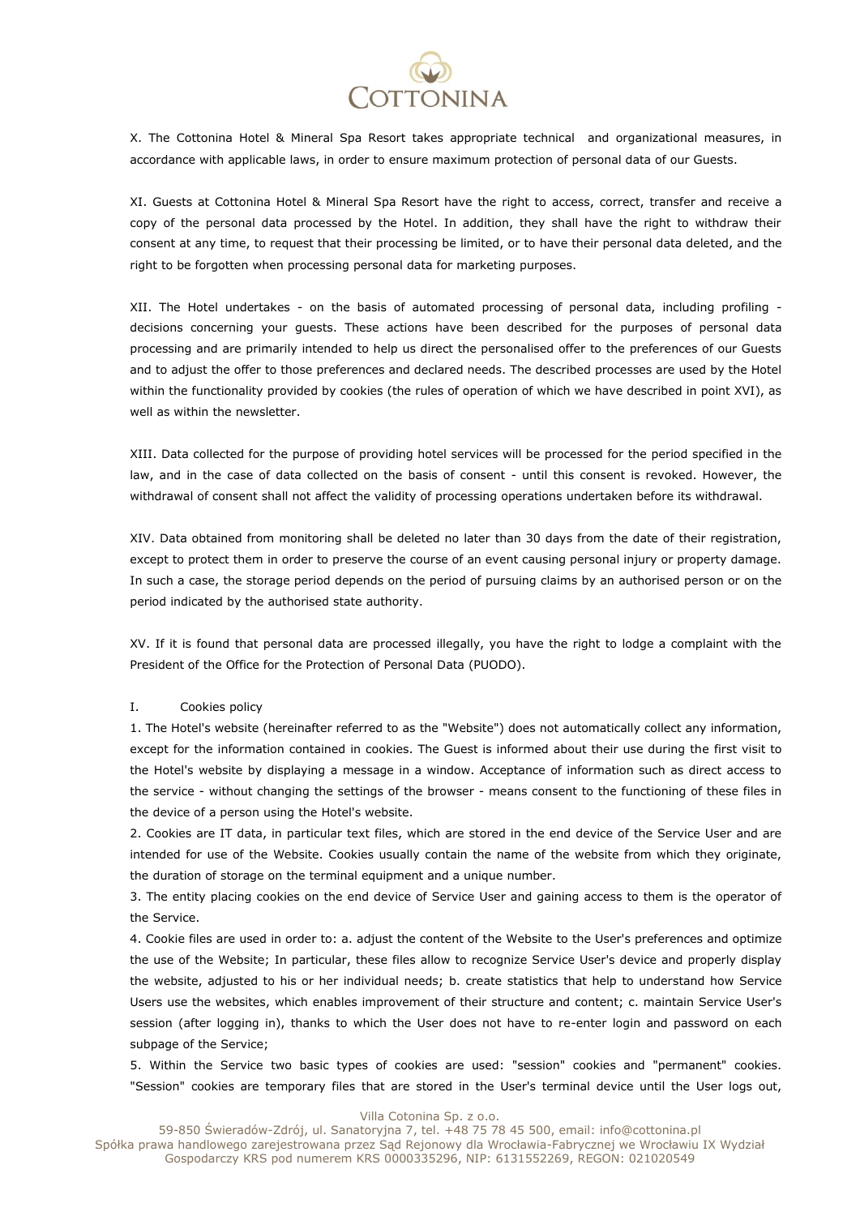X. The Cottonina Hotel & Mineral Spa Resort takes appropriate technical and organizational measures, in accordance with applicable laws, in order to ensure maximum protection of personal data of our Guests.

XI. Guests at Cottonina Hotel & Mineral Spa Resort have the right to access, correct, transfer and receive a copy of the personal data processed by the Hotel. In addition, they shall have the right to withdraw their consent at any time, to request that their processing be limited, or to have their personal data deleted, and the right to be forgotten when processing personal data for marketing purposes.

XII. The Hotel undertakes - on the basis of automated processing of personal data, including profiling - decisions concerning your guests. These actions have been described for the purposes of personal data processing and are primarily intended to help us direct the personalised offer to the preferences of our Guests and to adjust the offer to those preferences and declared needs. The described processes are used by the Hotel within the functionality provided by cookies (the rules of operation of which we have described in point XVI), as well as within the newsletter.

XIII. Data collected for the purpose of providing hotel services will be processed for the period specified in the law, and in the case of data collected on the basis of consent - until this consent is revoked. However, the withdrawal of consent shall not affect the validity of processing operations undertaken before its withdrawal.

XIV. Data obtained from monitoring shall be deleted no later than 30 days from the date of their registration, except to protect them in order to preserve the course of an event causing personal injury or property damage. In such a case, the storage period depends on the period of pursuing claims by an authorised person or on the period indicated by the authorised state authority.

XV. If it is found that personal data are processed illegally, you have the right to lodge a complaint with the President of the Office for the Protection of Personal Data (PUODO).

## I. Cookies policy

1. The Hotel's website (hereinafter referred to as the "Website") does not automatically collect any information, except for the information contained in cookies. The Guest is informed about their use during the first visit to the Hotel's website by displaying a message in a window. Acceptance of information such as direct access to the service - without changing the settings of the browser - means consent to the functioning of these files in the device of a person using the Hotel's website.
2. Cookies are IT data, in particular text files, which are stored in the end device of the Service User and are intended for use of the Website. Cookies usually contain the name of the website from which they originate, the duration of storage on the terminal equipment and a unique number.
3. The entity placing cookies on the end device of Service User and gaining access to them is the operator of the Service.
4. Cookie files are used in order to: a. adjust the content of the Website to the User's preferences and optimize the use of the Website; In particular, these files allow to recognize Service User's device and properly display the website, adjusted to his or her individual needs; b. create statistics that help to understand how Service Users use the websites, which enables improvement of their structure and content; c. maintain Service User's session (after logging in), thanks to which the User does not have to re-enter login and password on each subpage of the Service;
5. Within the Service two basic types of cookies are used: "session" cookies and "permanent" cookies. "Session" cookies are temporary files that are stored in the User's terminal device until the User logs out,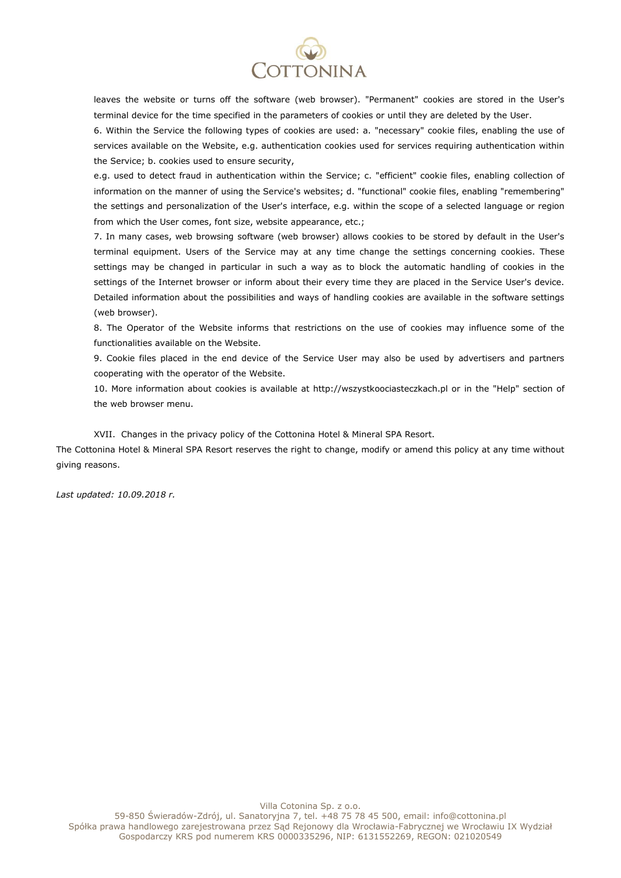leaves the website or turns off the software (web browser). "Permanent" cookies are stored in the User's terminal device for the time specified in the parameters of cookies or until they are deleted by the User.

6. Within the Service the following types of cookies are used: a. "necessary" cookie files, enabling the use of services available on the Website, e.g. authentication cookies used for services requiring authentication within the Service; b. cookies used to ensure security,

e.g. used to detect fraud in authentication within the Service; c. "efficient" cookie files, enabling collection of information on the manner of using the Service's websites; d. "functional" cookie files, enabling "remembering" the settings and personalization of the User's interface, e.g. within the scope of a selected language or region from which the User comes, font size, website appearance, etc.;

7. In many cases, web browsing software (web browser) allows cookies to be stored by default in the User's terminal equipment. Users of the Service may at any time change the settings concerning cookies. These settings may be changed in particular in such a way as to block the automatic handling of cookies in the settings of the Internet browser or inform about their every time they are placed in the Service User's device. Detailed information about the possibilities and ways of handling cookies are available in the software settings (web browser).

8. The Operator of the Website informs that restrictions on the use of cookies may influence some of the functionalities available on the Website.

9. Cookie files placed in the end device of the Service User may also be used by advertisers and partners cooperating with the operator of the Website.

10. More information about cookies is available at http://wszystkoociasteczkach.pl or in the "Help" section of the web browser menu.

XVII. Changes in the privacy policy of the Cottonina Hotel & Mineral SPA Resort.

The Cottonina Hotel & Mineral SPA Resort reserves the right to change, modify or amend this policy at any time without giving reasons.

*Last updated: 10.09.2018 r.*